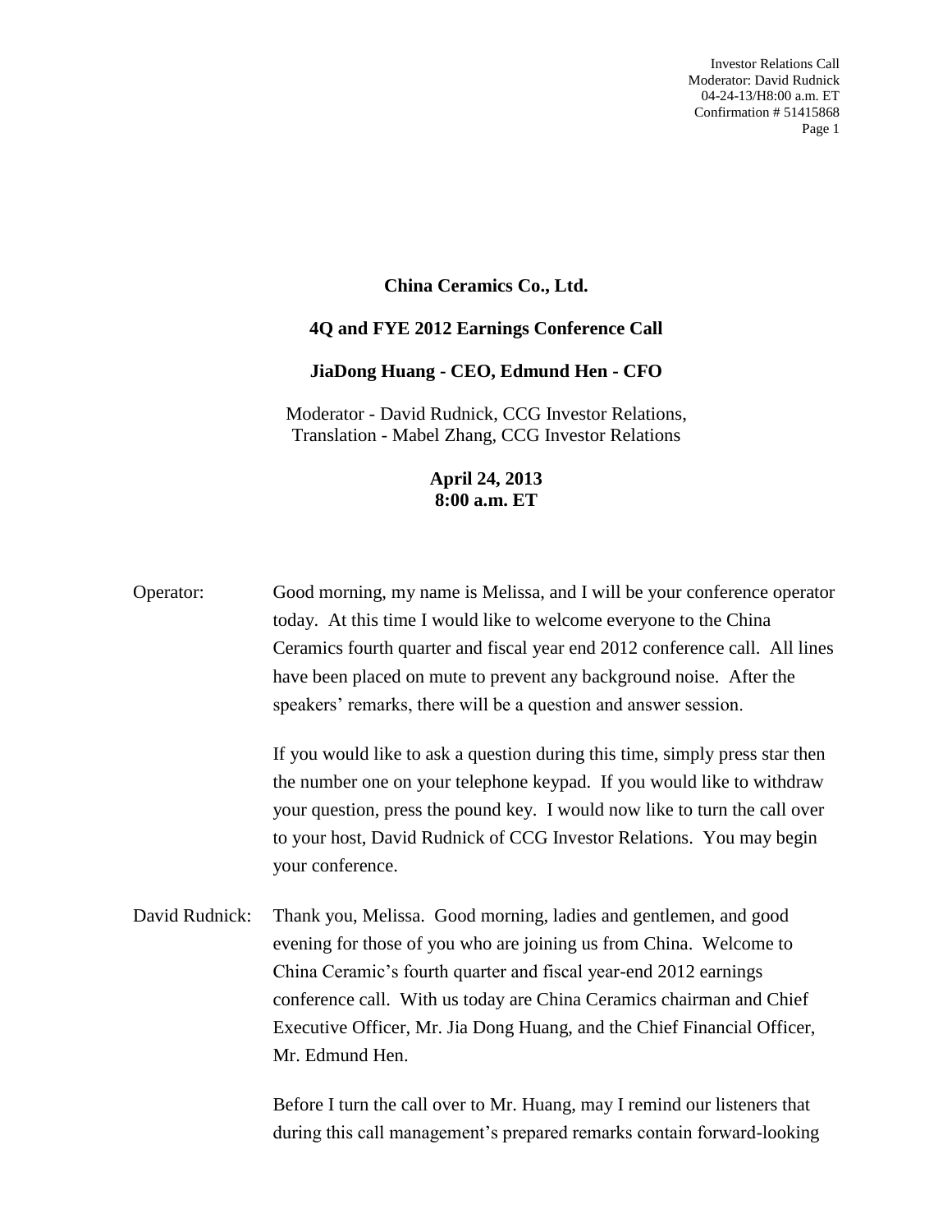**China Ceramics Co., Ltd.**

**4Q and FYE 2012 Earnings Conference Call**

**JiaDong Huang - CEO, Edmund Hen - CFO**

Moderator - David Rudnick, CCG Investor Relations,
Translation - Mabel Zhang, CCG Investor Relations

**April 24, 2013**
**8:00 a.m. ET**

Operator: Good morning, my name is Melissa, and I will be your conference operator today. At this time I would like to welcome everyone to the China Ceramics fourth quarter and fiscal year end 2012 conference call. All lines have been placed on mute to prevent any background noise. After the speakers' remarks, there will be a question and answer session.

If you would like to ask a question during this time, simply press star then the number one on your telephone keypad. If you would like to withdraw your question, press the pound key. I would now like to turn the call over to your host, David Rudnick of CCG Investor Relations. You may begin your conference.

David Rudnick: Thank you, Melissa. Good morning, ladies and gentlemen, and good evening for those of you who are joining us from China. Welcome to China Ceramic's fourth quarter and fiscal year-end 2012 earnings conference call. With us today are China Ceramics chairman and Chief Executive Officer, Mr. Jia Dong Huang, and the Chief Financial Officer, Mr. Edmund Hen.

Before I turn the call over to Mr. Huang, may I remind our listeners that during this call management's prepared remarks contain forward-looking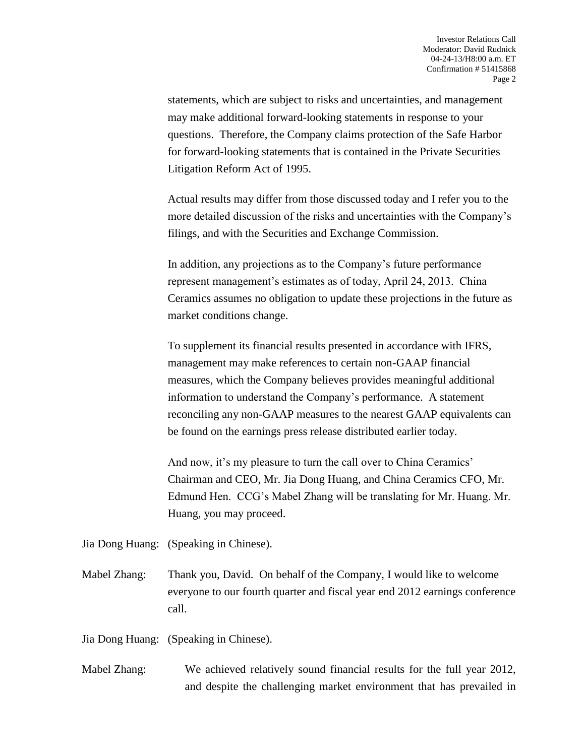statements, which are subject to risks and uncertainties, and management may make additional forward-looking statements in response to your questions. Therefore, the Company claims protection of the Safe Harbor for forward-looking statements that is contained in the Private Securities Litigation Reform Act of 1995.

Actual results may differ from those discussed today and I refer you to the more detailed discussion of the risks and uncertainties with the Company's filings, and with the Securities and Exchange Commission.

In addition, any projections as to the Company's future performance represent management's estimates as of today, April 24, 2013. China Ceramics assumes no obligation to update these projections in the future as market conditions change.

To supplement its financial results presented in accordance with IFRS, management may make references to certain non-GAAP financial measures, which the Company believes provides meaningful additional information to understand the Company's performance. A statement reconciling any non-GAAP measures to the nearest GAAP equivalents can be found on the earnings press release distributed earlier today.

And now, it's my pleasure to turn the call over to China Ceramics' Chairman and CEO, Mr. Jia Dong Huang, and China Ceramics CFO, Mr. Edmund Hen. CCG's Mabel Zhang will be translating for Mr. Huang. Mr. Huang, you may proceed.

Jia Dong Huang: (Speaking in Chinese).

Mabel Zhang: Thank you, David. On behalf of the Company, I would like to welcome everyone to our fourth quarter and fiscal year end 2012 earnings conference call.

Jia Dong Huang: (Speaking in Chinese).

Mabel Zhang: We achieved relatively sound financial results for the full year 2012, and despite the challenging market environment that has prevailed in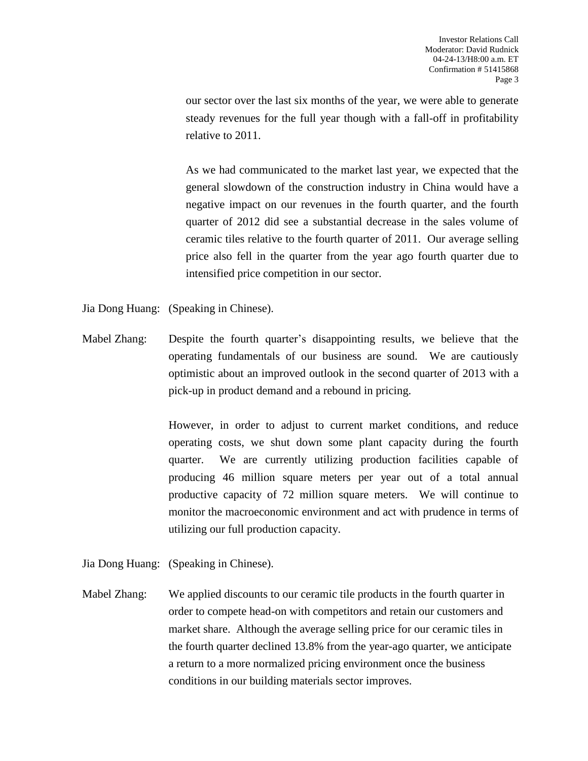our sector over the last six months of the year, we were able to generate steady revenues for the full year though with a fall-off in profitability relative to 2011.

As we had communicated to the market last year, we expected that the general slowdown of the construction industry in China would have a negative impact on our revenues in the fourth quarter, and the fourth quarter of 2012 did see a substantial decrease in the sales volume of ceramic tiles relative to the fourth quarter of 2011. Our average selling price also fell in the quarter from the year ago fourth quarter due to intensified price competition in our sector.

Jia Dong Huang: (Speaking in Chinese).

Mabel Zhang: Despite the fourth quarter's disappointing results, we believe that the operating fundamentals of our business are sound. We are cautiously optimistic about an improved outlook in the second quarter of 2013 with a pick-up in product demand and a rebound in pricing.

However, in order to adjust to current market conditions, and reduce operating costs, we shut down some plant capacity during the fourth quarter. We are currently utilizing production facilities capable of producing 46 million square meters per year out of a total annual productive capacity of 72 million square meters. We will continue to monitor the macroeconomic environment and act with prudence in terms of utilizing our full production capacity.

Jia Dong Huang: (Speaking in Chinese).

Mabel Zhang: We applied discounts to our ceramic tile products in the fourth quarter in order to compete head-on with competitors and retain our customers and market share. Although the average selling price for our ceramic tiles in the fourth quarter declined 13.8% from the year-ago quarter, we anticipate a return to a more normalized pricing environment once the business conditions in our building materials sector improves.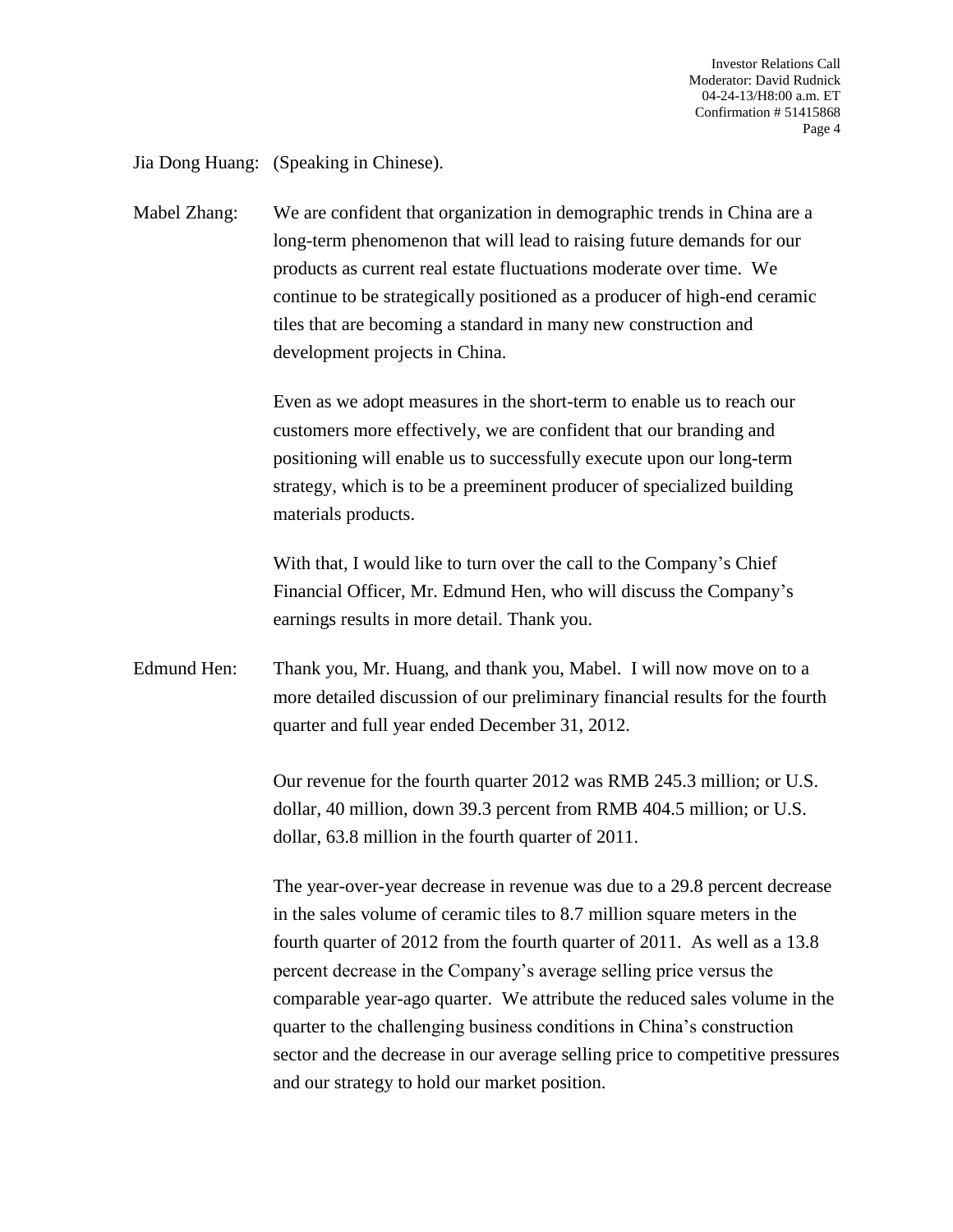Jia Dong Huang: (Speaking in Chinese).

Mabel Zhang: We are confident that organization in demographic trends in China are a long-term phenomenon that will lead to raising future demands for our products as current real estate fluctuations moderate over time. We continue to be strategically positioned as a producer of high-end ceramic tiles that are becoming a standard in many new construction and development projects in China.

Even as we adopt measures in the short-term to enable us to reach our customers more effectively, we are confident that our branding and positioning will enable us to successfully execute upon our long-term strategy, which is to be a preeminent producer of specialized building materials products.

With that, I would like to turn over the call to the Company's Chief Financial Officer, Mr. Edmund Hen, who will discuss the Company's earnings results in more detail. Thank you.

Edmund Hen: Thank you, Mr. Huang, and thank you, Mabel. I will now move on to a more detailed discussion of our preliminary financial results for the fourth quarter and full year ended December 31, 2012.

Our revenue for the fourth quarter 2012 was RMB 245.3 million; or U.S. dollar, 40 million, down 39.3 percent from RMB 404.5 million; or U.S. dollar, 63.8 million in the fourth quarter of 2011.

The year-over-year decrease in revenue was due to a 29.8 percent decrease in the sales volume of ceramic tiles to 8.7 million square meters in the fourth quarter of 2012 from the fourth quarter of 2011. As well as a 13.8 percent decrease in the Company's average selling price versus the comparable year-ago quarter. We attribute the reduced sales volume in the quarter to the challenging business conditions in China's construction sector and the decrease in our average selling price to competitive pressures and our strategy to hold our market position.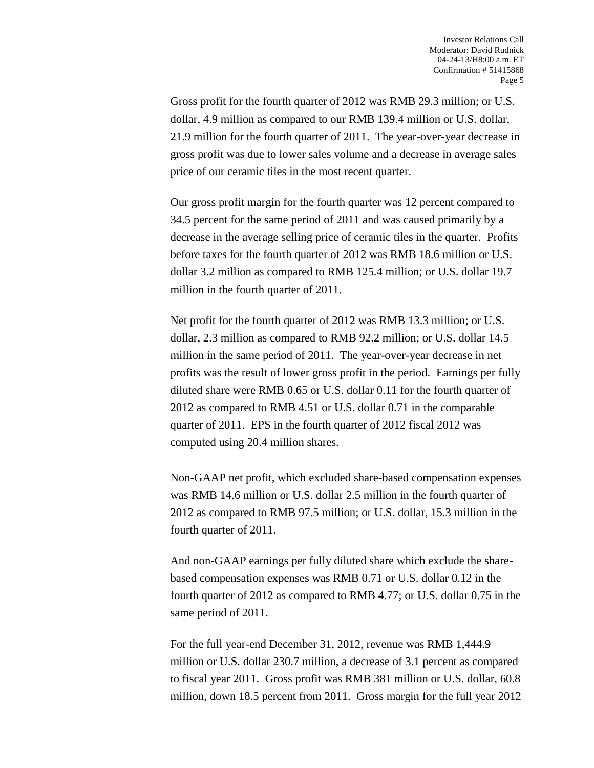Gross profit for the fourth quarter of 2012 was RMB 29.3 million; or U.S. dollar, 4.9 million as compared to our RMB 139.4 million or U.S. dollar, 21.9 million for the fourth quarter of 2011. The year-over-year decrease in gross profit was due to lower sales volume and a decrease in average sales price of our ceramic tiles in the most recent quarter.

Our gross profit margin for the fourth quarter was 12 percent compared to 34.5 percent for the same period of 2011 and was caused primarily by a decrease in the average selling price of ceramic tiles in the quarter. Profits before taxes for the fourth quarter of 2012 was RMB 18.6 million or U.S. dollar 3.2 million as compared to RMB 125.4 million; or U.S. dollar 19.7 million in the fourth quarter of 2011.

Net profit for the fourth quarter of 2012 was RMB 13.3 million; or U.S. dollar, 2.3 million as compared to RMB 92.2 million; or U.S. dollar 14.5 million in the same period of 2011. The year-over-year decrease in net profits was the result of lower gross profit in the period. Earnings per fully diluted share were RMB 0.65 or U.S. dollar 0.11 for the fourth quarter of 2012 as compared to RMB 4.51 or U.S. dollar 0.71 in the comparable quarter of 2011. EPS in the fourth quarter of 2012 fiscal 2012 was computed using 20.4 million shares.

Non-GAAP net profit, which excluded share-based compensation expenses was RMB 14.6 million or U.S. dollar 2.5 million in the fourth quarter of 2012 as compared to RMB 97.5 million; or U.S. dollar, 15.3 million in the fourth quarter of 2011.

And non-GAAP earnings per fully diluted share which exclude the share-based compensation expenses was RMB 0.71 or U.S. dollar 0.12 in the fourth quarter of 2012 as compared to RMB 4.77; or U.S. dollar 0.75 in the same period of 2011.

For the full year-end December 31, 2012, revenue was RMB 1,444.9 million or U.S. dollar 230.7 million, a decrease of 3.1 percent as compared to fiscal year 2011. Gross profit was RMB 381 million or U.S. dollar, 60.8 million, down 18.5 percent from 2011. Gross margin for the full year 2012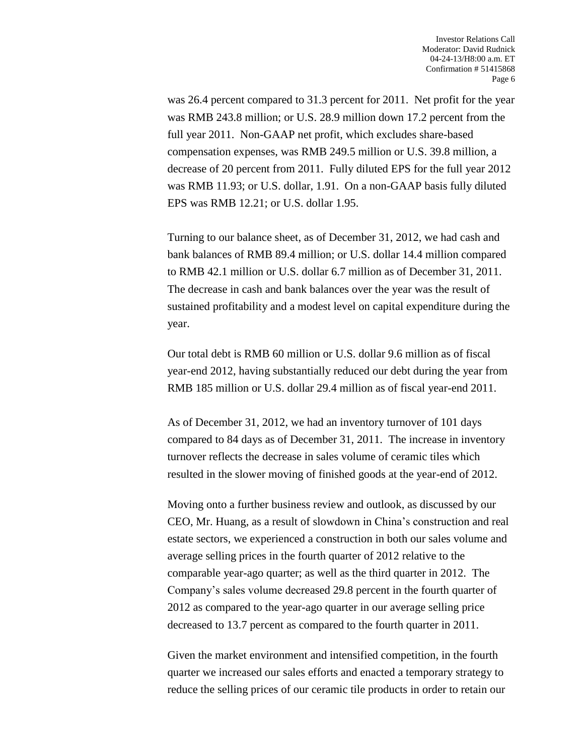was 26.4 percent compared to 31.3 percent for 2011. Net profit for the year was RMB 243.8 million; or U.S. 28.9 million down 17.2 percent from the full year 2011. Non-GAAP net profit, which excludes share-based compensation expenses, was RMB 249.5 million or U.S. 39.8 million, a decrease of 20 percent from 2011. Fully diluted EPS for the full year 2012 was RMB 11.93; or U.S. dollar, 1.91. On a non-GAAP basis fully diluted EPS was RMB 12.21; or U.S. dollar 1.95.

Turning to our balance sheet, as of December 31, 2012, we had cash and bank balances of RMB 89.4 million; or U.S. dollar 14.4 million compared to RMB 42.1 million or U.S. dollar 6.7 million as of December 31, 2011. The decrease in cash and bank balances over the year was the result of sustained profitability and a modest level on capital expenditure during the year.

Our total debt is RMB 60 million or U.S. dollar 9.6 million as of fiscal year-end 2012, having substantially reduced our debt during the year from RMB 185 million or U.S. dollar 29.4 million as of fiscal year-end 2011.

As of December 31, 2012, we had an inventory turnover of 101 days compared to 84 days as of December 31, 2011. The increase in inventory turnover reflects the decrease in sales volume of ceramic tiles which resulted in the slower moving of finished goods at the year-end of 2012.

Moving onto a further business review and outlook, as discussed by our CEO, Mr. Huang, as a result of slowdown in China's construction and real estate sectors, we experienced a construction in both our sales volume and average selling prices in the fourth quarter of 2012 relative to the comparable year-ago quarter; as well as the third quarter in 2012. The Company's sales volume decreased 29.8 percent in the fourth quarter of 2012 as compared to the year-ago quarter in our average selling price decreased to 13.7 percent as compared to the fourth quarter in 2011.

Given the market environment and intensified competition, in the fourth quarter we increased our sales efforts and enacted a temporary strategy to reduce the selling prices of our ceramic tile products in order to retain our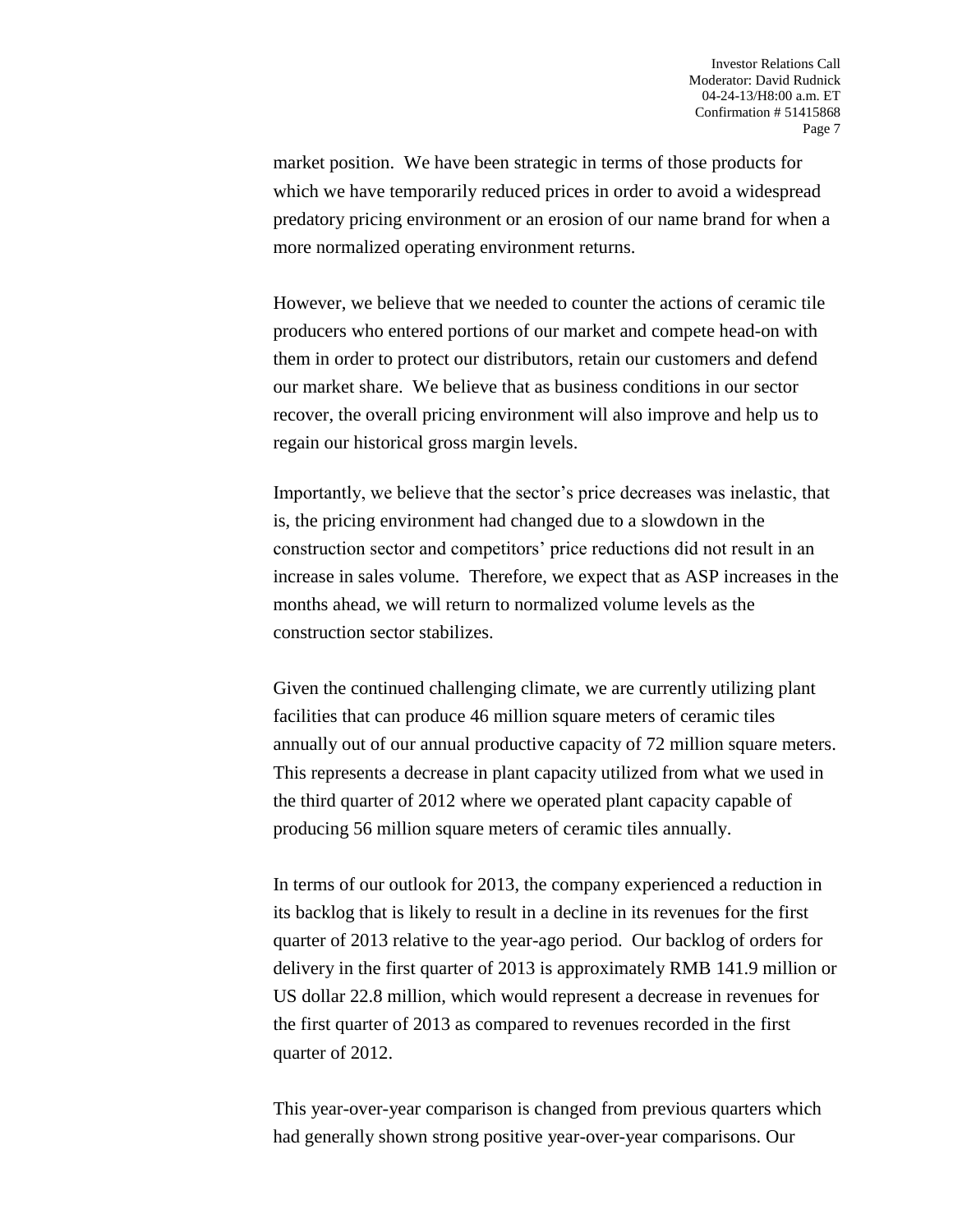market position. We have been strategic in terms of those products for which we have temporarily reduced prices in order to avoid a widespread predatory pricing environment or an erosion of our name brand for when a more normalized operating environment returns.

However, we believe that we needed to counter the actions of ceramic tile producers who entered portions of our market and compete head-on with them in order to protect our distributors, retain our customers and defend our market share. We believe that as business conditions in our sector recover, the overall pricing environment will also improve and help us to regain our historical gross margin levels.

Importantly, we believe that the sector's price decreases was inelastic, that is, the pricing environment had changed due to a slowdown in the construction sector and competitors' price reductions did not result in an increase in sales volume. Therefore, we expect that as ASP increases in the months ahead, we will return to normalized volume levels as the construction sector stabilizes.

Given the continued challenging climate, we are currently utilizing plant facilities that can produce 46 million square meters of ceramic tiles annually out of our annual productive capacity of 72 million square meters. This represents a decrease in plant capacity utilized from what we used in the third quarter of 2012 where we operated plant capacity capable of producing 56 million square meters of ceramic tiles annually.

In terms of our outlook for 2013, the company experienced a reduction in its backlog that is likely to result in a decline in its revenues for the first quarter of 2013 relative to the year-ago period. Our backlog of orders for delivery in the first quarter of 2013 is approximately RMB 141.9 million or US dollar 22.8 million, which would represent a decrease in revenues for the first quarter of 2013 as compared to revenues recorded in the first quarter of 2012.

This year-over-year comparison is changed from previous quarters which had generally shown strong positive year-over-year comparisons. Our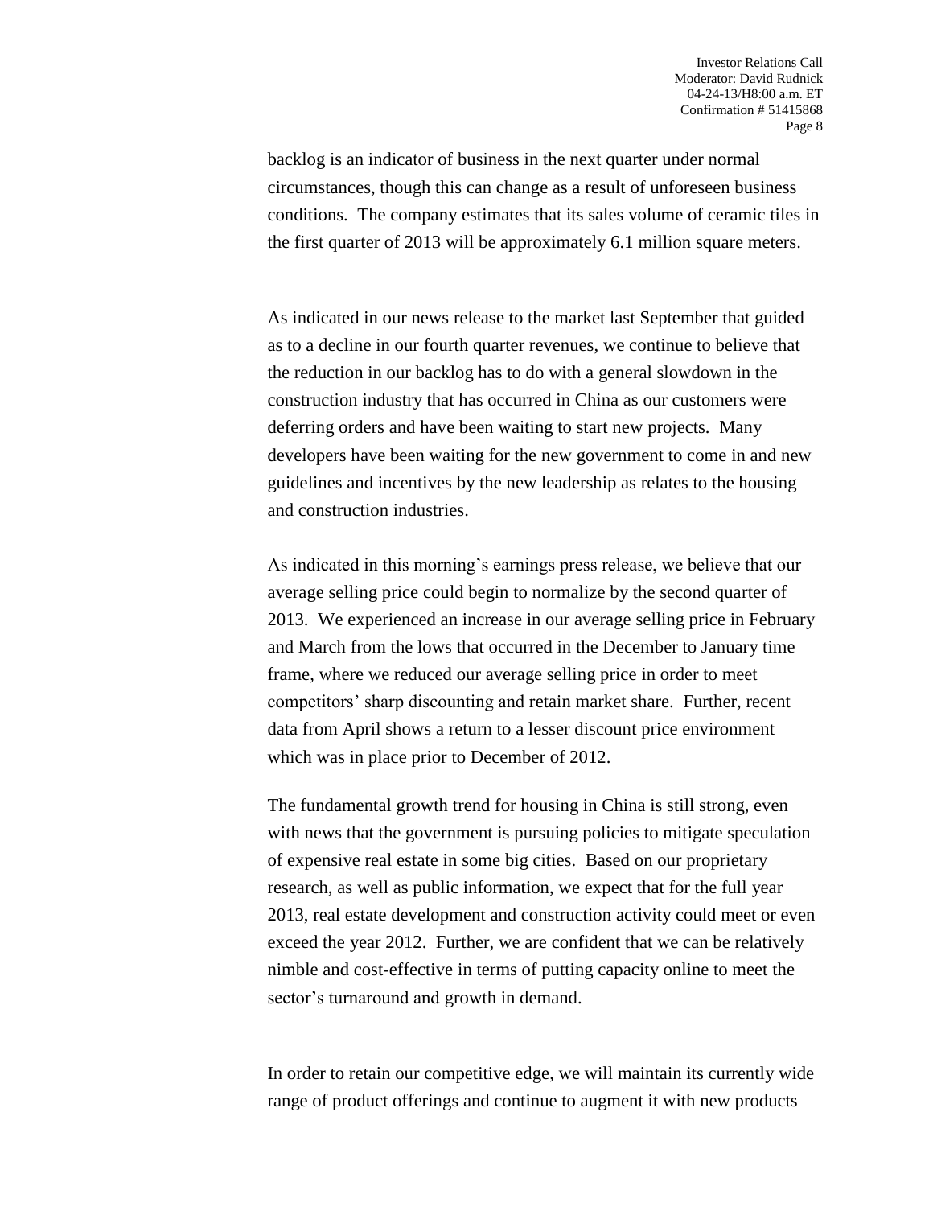backlog is an indicator of business in the next quarter under normal circumstances, though this can change as a result of unforeseen business conditions. The company estimates that its sales volume of ceramic tiles in the first quarter of 2013 will be approximately 6.1 million square meters.

As indicated in our news release to the market last September that guided as to a decline in our fourth quarter revenues, we continue to believe that the reduction in our backlog has to do with a general slowdown in the construction industry that has occurred in China as our customers were deferring orders and have been waiting to start new projects. Many developers have been waiting for the new government to come in and new guidelines and incentives by the new leadership as relates to the housing and construction industries.

As indicated in this morning's earnings press release, we believe that our average selling price could begin to normalize by the second quarter of 2013. We experienced an increase in our average selling price in February and March from the lows that occurred in the December to January time frame, where we reduced our average selling price in order to meet competitors' sharp discounting and retain market share. Further, recent data from April shows a return to a lesser discount price environment which was in place prior to December of 2012.

The fundamental growth trend for housing in China is still strong, even with news that the government is pursuing policies to mitigate speculation of expensive real estate in some big cities. Based on our proprietary research, as well as public information, we expect that for the full year 2013, real estate development and construction activity could meet or even exceed the year 2012. Further, we are confident that we can be relatively nimble and cost-effective in terms of putting capacity online to meet the sector's turnaround and growth in demand.

In order to retain our competitive edge, we will maintain its currently wide range of product offerings and continue to augment it with new products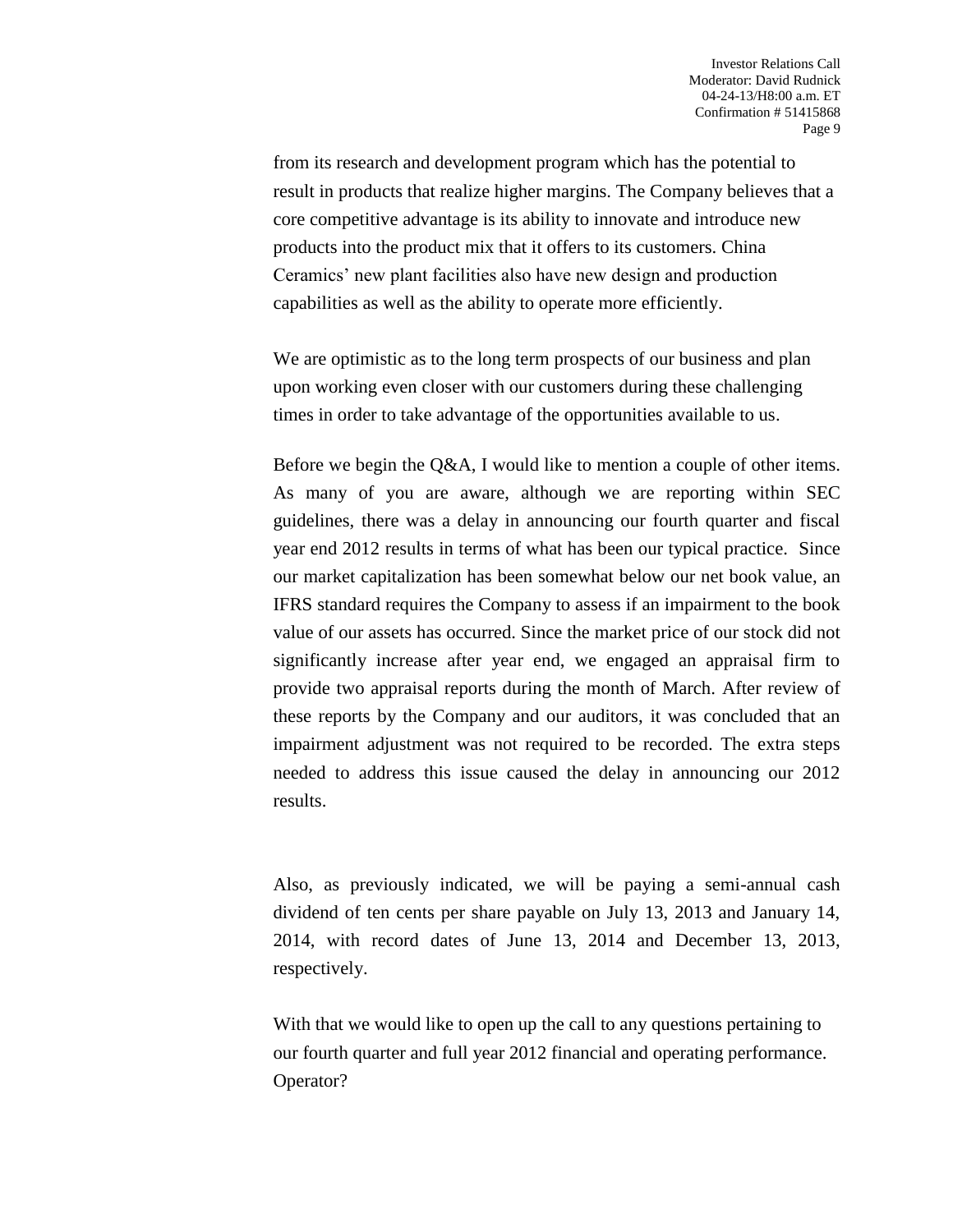from its research and development program which has the potential to result in products that realize higher margins. The Company believes that a core competitive advantage is its ability to innovate and introduce new products into the product mix that it offers to its customers. China Ceramics' new plant facilities also have new design and production capabilities as well as the ability to operate more efficiently.

We are optimistic as to the long term prospects of our business and plan upon working even closer with our customers during these challenging times in order to take advantage of the opportunities available to us.

Before we begin the Q&A, I would like to mention a couple of other items. As many of you are aware, although we are reporting within SEC guidelines, there was a delay in announcing our fourth quarter and fiscal year end 2012 results in terms of what has been our typical practice. Since our market capitalization has been somewhat below our net book value, an IFRS standard requires the Company to assess if an impairment to the book value of our assets has occurred. Since the market price of our stock did not significantly increase after year end, we engaged an appraisal firm to provide two appraisal reports during the month of March. After review of these reports by the Company and our auditors, it was concluded that an impairment adjustment was not required to be recorded. The extra steps needed to address this issue caused the delay in announcing our 2012 results.

Also, as previously indicated, we will be paying a semi-annual cash dividend of ten cents per share payable on July 13, 2013 and January 14, 2014, with record dates of June 13, 2014 and December 13, 2013, respectively.

With that we would like to open up the call to any questions pertaining to our fourth quarter and full year 2012 financial and operating performance. Operator?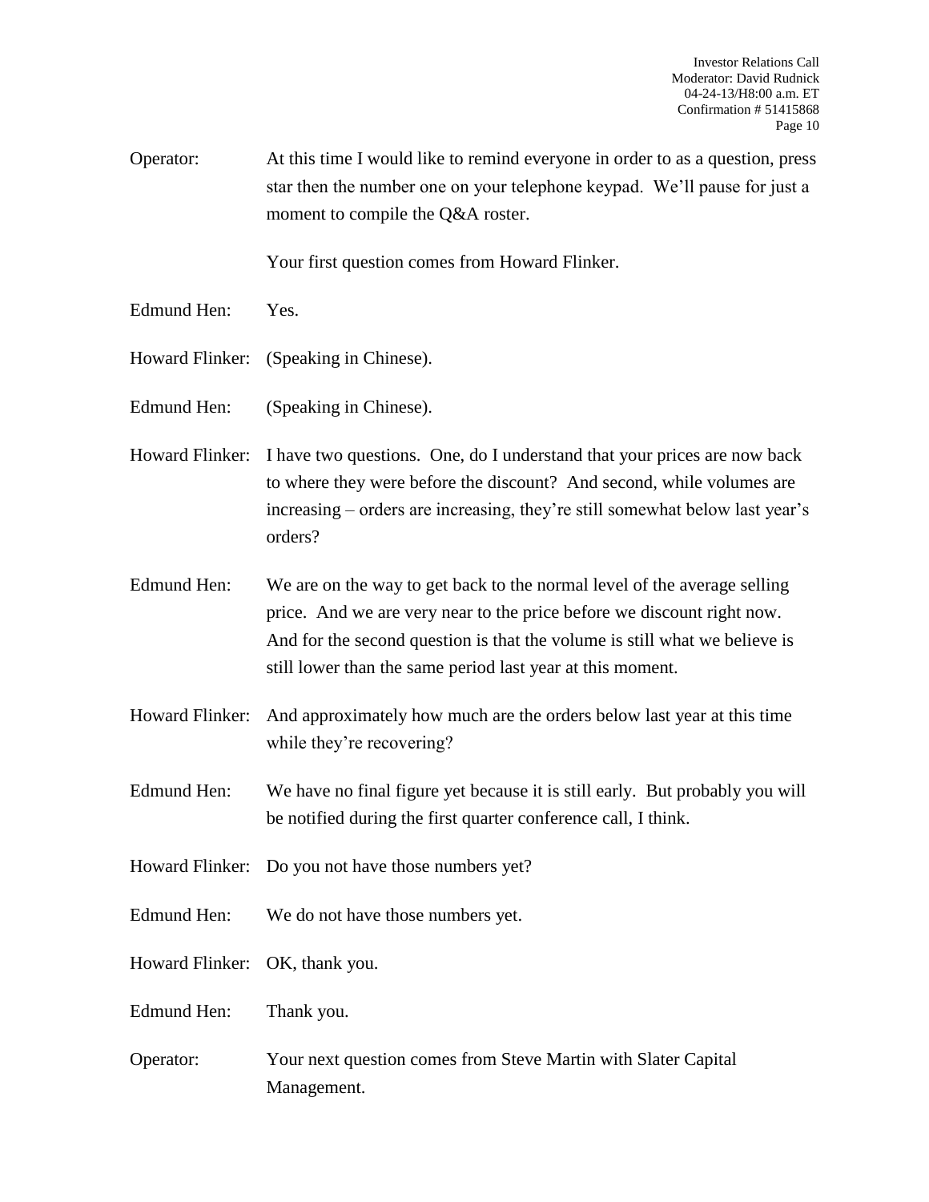Operator: At this time I would like to remind everyone in order to as a question, press star then the number one on your telephone keypad. We'll pause for just a moment to compile the Q&A roster.

Your first question comes from Howard Flinker.

Edmund Hen: Yes.

Howard Flinker: (Speaking in Chinese).

Edmund Hen: (Speaking in Chinese).

Howard Flinker: I have two questions. One, do I understand that your prices are now back to where they were before the discount? And second, while volumes are increasing – orders are increasing, they're still somewhat below last year's orders?

Edmund Hen: We are on the way to get back to the normal level of the average selling price. And we are very near to the price before we discount right now. And for the second question is that the volume is still what we believe is still lower than the same period last year at this moment.

Howard Flinker: And approximately how much are the orders below last year at this time while they're recovering?

Edmund Hen: We have no final figure yet because it is still early. But probably you will be notified during the first quarter conference call, I think.

Howard Flinker: Do you not have those numbers yet?

Edmund Hen: We do not have those numbers yet.

Howard Flinker: OK, thank you.

Edmund Hen: Thank you.

Operator: Your next question comes from Steve Martin with Slater Capital Management.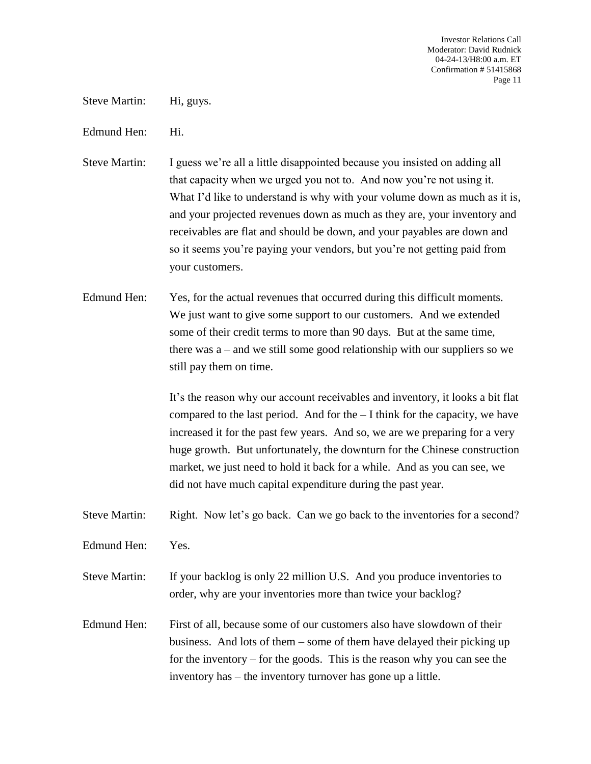Steve Martin: Hi, guys.

Edmund Hen: Hi.

Steve Martin: I guess we're all a little disappointed because you insisted on adding all that capacity when we urged you not to. And now you're not using it. What I'd like to understand is why with your volume down as much as it is, and your projected revenues down as much as they are, your inventory and receivables are flat and should be down, and your payables are down and so it seems you're paying your vendors, but you're not getting paid from your customers.

Edmund Hen: Yes, for the actual revenues that occurred during this difficult moments. We just want to give some support to our customers. And we extended some of their credit terms to more than 90 days. But at the same time, there was a – and we still some good relationship with our suppliers so we still pay them on time.

It's the reason why our account receivables and inventory, it looks a bit flat compared to the last period. And for the – I think for the capacity, we have increased it for the past few years. And so, we are we preparing for a very huge growth. But unfortunately, the downturn for the Chinese construction market, we just need to hold it back for a while. And as you can see, we did not have much capital expenditure during the past year.

Steve Martin: Right. Now let's go back. Can we go back to the inventories for a second?

Edmund Hen: Yes.

Steve Martin: If your backlog is only 22 million U.S. And you produce inventories to order, why are your inventories more than twice your backlog?

Edmund Hen: First of all, because some of our customers also have slowdown of their business. And lots of them – some of them have delayed their picking up for the inventory – for the goods. This is the reason why you can see the inventory has – the inventory turnover has gone up a little.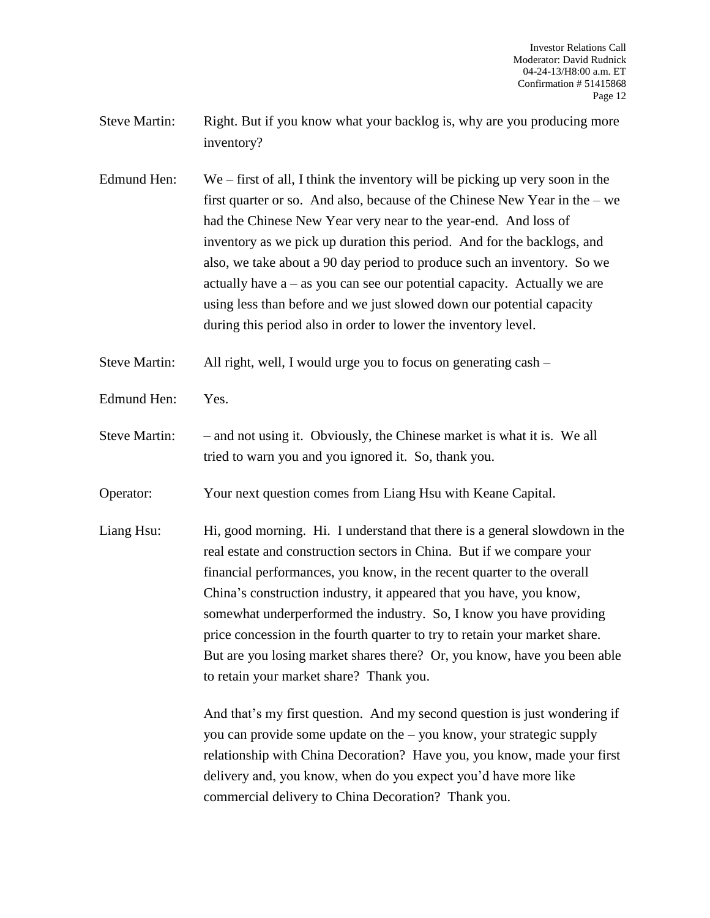Steve Martin: Right. But if you know what your backlog is, why are you producing more inventory?

Edmund Hen: We – first of all, I think the inventory will be picking up very soon in the first quarter or so. And also, because of the Chinese New Year in the – we had the Chinese New Year very near to the year-end. And loss of inventory as we pick up duration this period. And for the backlogs, and also, we take about a 90 day period to produce such an inventory. So we actually have a – as you can see our potential capacity. Actually we are using less than before and we just slowed down our potential capacity during this period also in order to lower the inventory level.

Steve Martin: All right, well, I would urge you to focus on generating cash –

Edmund Hen: Yes.

Steve Martin: – and not using it. Obviously, the Chinese market is what it is. We all tried to warn you and you ignored it. So, thank you.

Operator: Your next question comes from Liang Hsu with Keane Capital.

Liang Hsu: Hi, good morning. Hi. I understand that there is a general slowdown in the real estate and construction sectors in China. But if we compare your financial performances, you know, in the recent quarter to the overall China's construction industry, it appeared that you have, you know, somewhat underperformed the industry. So, I know you have providing price concession in the fourth quarter to try to retain your market share. But are you losing market shares there? Or, you know, have you been able to retain your market share? Thank you.

And that's my first question. And my second question is just wondering if you can provide some update on the – you know, your strategic supply relationship with China Decoration? Have you, you know, made your first delivery and, you know, when do you expect you'd have more like commercial delivery to China Decoration? Thank you.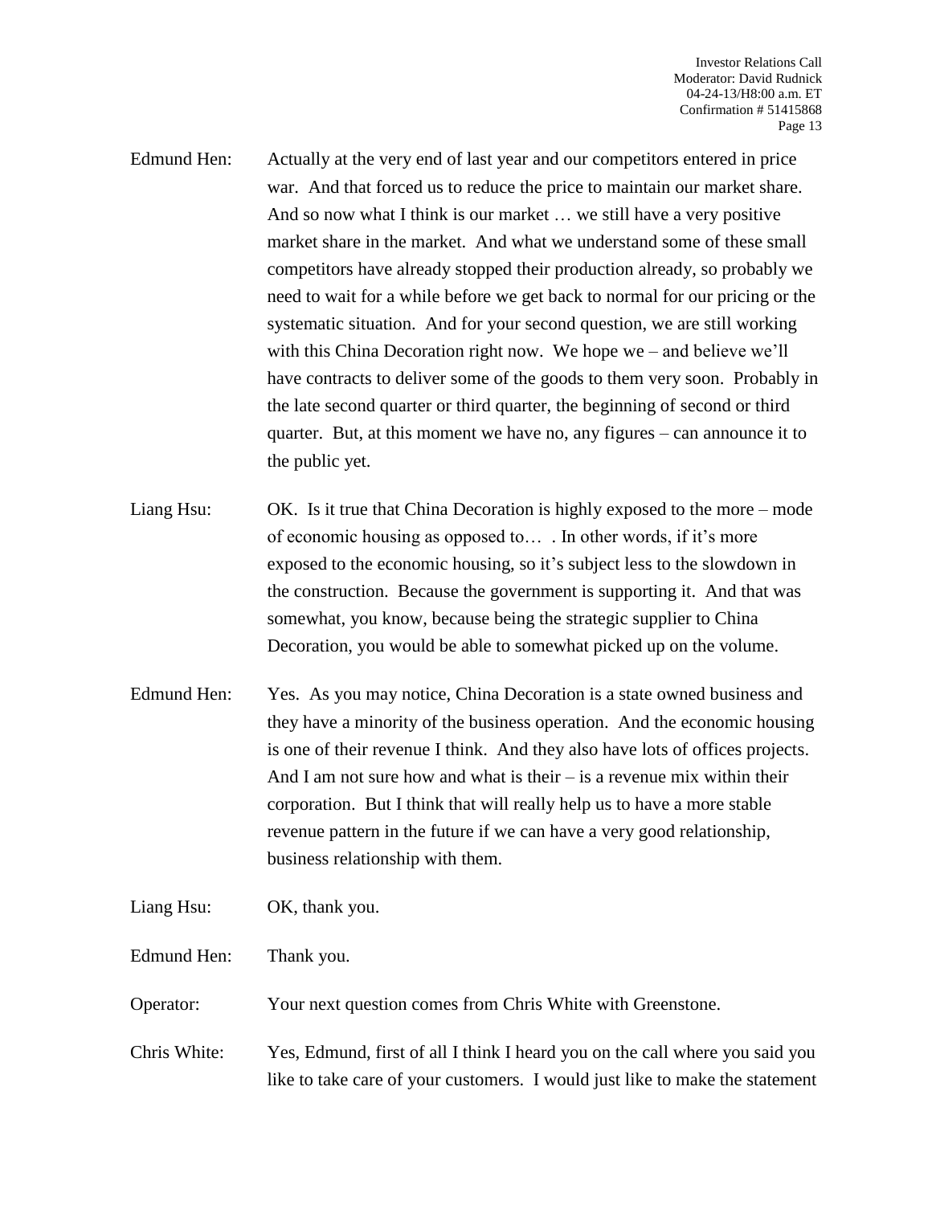Edmund Hen: Actually at the very end of last year and our competitors entered in price war. And that forced us to reduce the price to maintain our market share. And so now what I think is our market … we still have a very positive market share in the market. And what we understand some of these small competitors have already stopped their production already, so probably we need to wait for a while before we get back to normal for our pricing or the systematic situation. And for your second question, we are still working with this China Decoration right now. We hope we – and believe we'll have contracts to deliver some of the goods to them very soon. Probably in the late second quarter or third quarter, the beginning of second or third quarter. But, at this moment we have no, any figures – can announce it to the public yet.

Liang Hsu: OK. Is it true that China Decoration is highly exposed to the more – mode of economic housing as opposed to… . In other words, if it's more exposed to the economic housing, so it's subject less to the slowdown in the construction. Because the government is supporting it. And that was somewhat, you know, because being the strategic supplier to China Decoration, you would be able to somewhat picked up on the volume.

Edmund Hen: Yes. As you may notice, China Decoration is a state owned business and they have a minority of the business operation. And the economic housing is one of their revenue I think. And they also have lots of offices projects. And I am not sure how and what is their – is a revenue mix within their corporation. But I think that will really help us to have a more stable revenue pattern in the future if we can have a very good relationship, business relationship with them.

Liang Hsu: OK, thank you.

Edmund Hen: Thank you.

Operator: Your next question comes from Chris White with Greenstone.

Chris White: Yes, Edmund, first of all I think I heard you on the call where you said you like to take care of your customers. I would just like to make the statement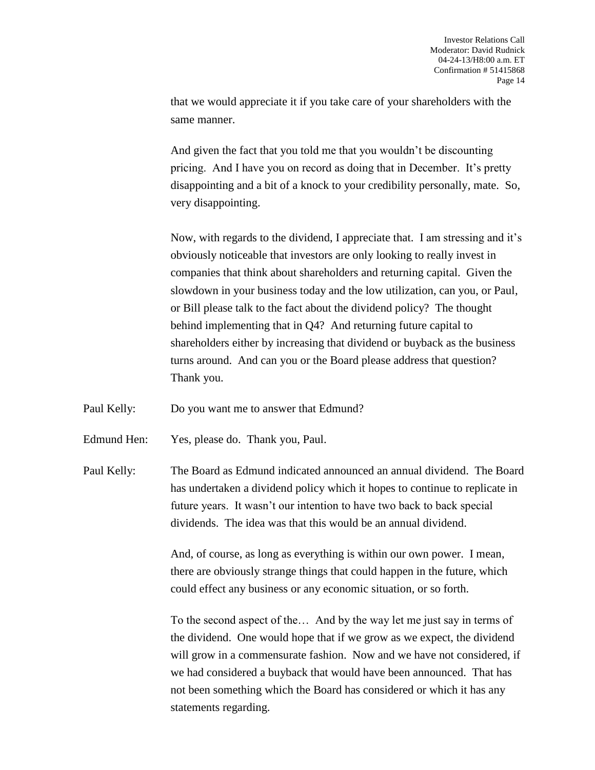that we would appreciate it if you take care of your shareholders with the same manner.

And given the fact that you told me that you wouldn't be discounting pricing. And I have you on record as doing that in December. It's pretty disappointing and a bit of a knock to your credibility personally, mate. So, very disappointing.

Now, with regards to the dividend, I appreciate that. I am stressing and it's obviously noticeable that investors are only looking to really invest in companies that think about shareholders and returning capital. Given the slowdown in your business today and the low utilization, can you, or Paul, or Bill please talk to the fact about the dividend policy? The thought behind implementing that in Q4? And returning future capital to shareholders either by increasing that dividend or buyback as the business turns around. And can you or the Board please address that question? Thank you.

Paul Kelly: Do you want me to answer that Edmund?

Edmund Hen: Yes, please do. Thank you, Paul.

Paul Kelly: The Board as Edmund indicated announced an annual dividend. The Board has undertaken a dividend policy which it hopes to continue to replicate in future years. It wasn't our intention to have two back to back special dividends. The idea was that this would be an annual dividend.

And, of course, as long as everything is within our own power. I mean, there are obviously strange things that could happen in the future, which could effect any business or any economic situation, or so forth.

To the second aspect of the… And by the way let me just say in terms of the dividend. One would hope that if we grow as we expect, the dividend will grow in a commensurate fashion. Now and we have not considered, if we had considered a buyback that would have been announced. That has not been something which the Board has considered or which it has any statements regarding.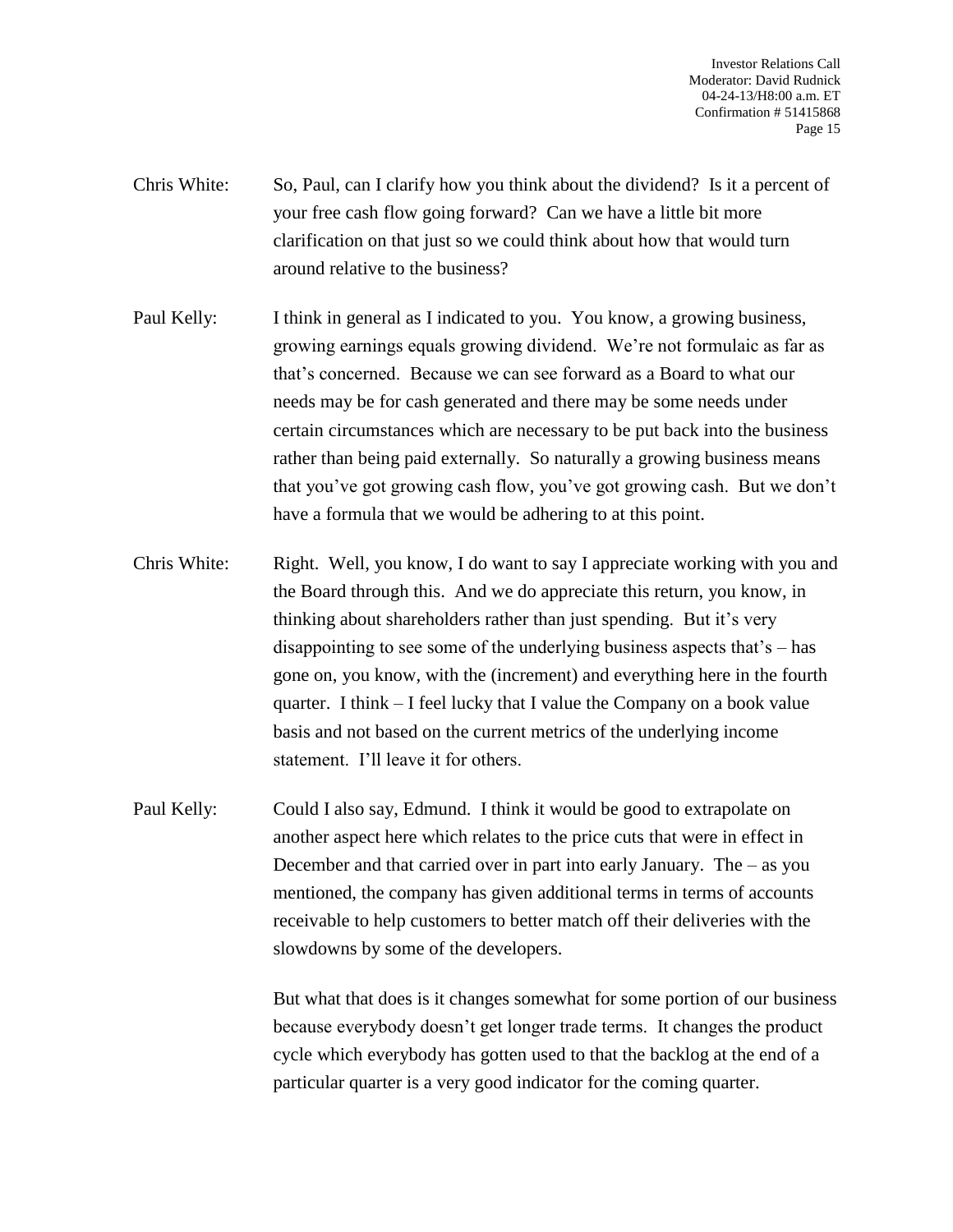Chris White: So, Paul, can I clarify how you think about the dividend? Is it a percent of your free cash flow going forward? Can we have a little bit more clarification on that just so we could think about how that would turn around relative to the business?

Paul Kelly: I think in general as I indicated to you. You know, a growing business, growing earnings equals growing dividend. We're not formulaic as far as that's concerned. Because we can see forward as a Board to what our needs may be for cash generated and there may be some needs under certain circumstances which are necessary to be put back into the business rather than being paid externally. So naturally a growing business means that you've got growing cash flow, you've got growing cash. But we don't have a formula that we would be adhering to at this point.

Chris White: Right. Well, you know, I do want to say I appreciate working with you and the Board through this. And we do appreciate this return, you know, in thinking about shareholders rather than just spending. But it's very disappointing to see some of the underlying business aspects that's – has gone on, you know, with the (increment) and everything here in the fourth quarter. I think – I feel lucky that I value the Company on a book value basis and not based on the current metrics of the underlying income statement. I'll leave it for others.

Paul Kelly: Could I also say, Edmund. I think it would be good to extrapolate on another aspect here which relates to the price cuts that were in effect in December and that carried over in part into early January. The – as you mentioned, the company has given additional terms in terms of accounts receivable to help customers to better match off their deliveries with the slowdowns by some of the developers.

But what that does is it changes somewhat for some portion of our business because everybody doesn't get longer trade terms. It changes the product cycle which everybody has gotten used to that the backlog at the end of a particular quarter is a very good indicator for the coming quarter.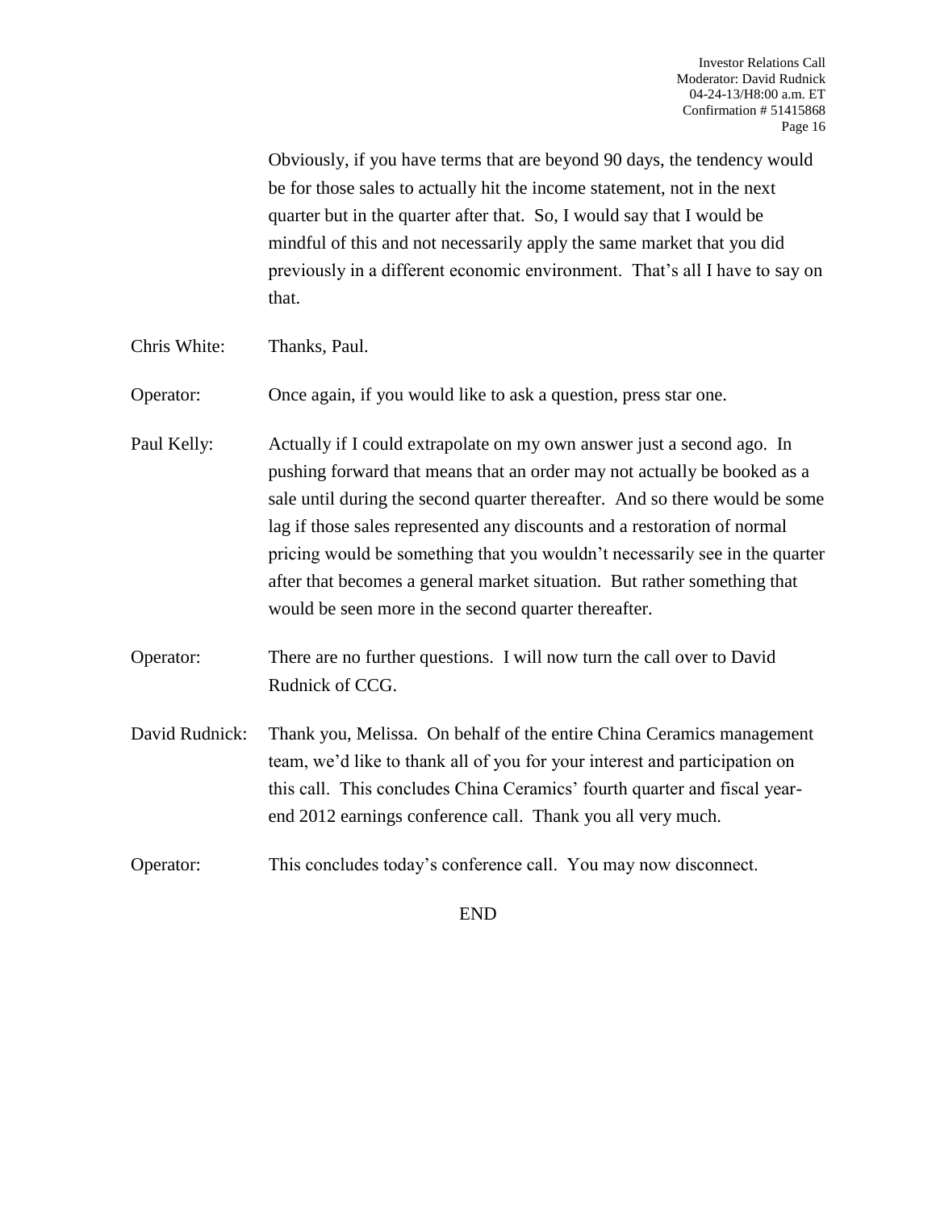Obviously, if you have terms that are beyond 90 days, the tendency would be for those sales to actually hit the income statement, not in the next quarter but in the quarter after that. So, I would say that I would be mindful of this and not necessarily apply the same market that you did previously in a different economic environment. That's all I have to say on that.

Chris White: Thanks, Paul.

Operator: Once again, if you would like to ask a question, press star one.

Paul Kelly: Actually if I could extrapolate on my own answer just a second ago. In pushing forward that means that an order may not actually be booked as a sale until during the second quarter thereafter. And so there would be some lag if those sales represented any discounts and a restoration of normal pricing would be something that you wouldn't necessarily see in the quarter after that becomes a general market situation. But rather something that would be seen more in the second quarter thereafter.

Operator: There are no further questions. I will now turn the call over to David Rudnick of CCG.

David Rudnick: Thank you, Melissa. On behalf of the entire China Ceramics management team, we'd like to thank all of you for your interest and participation on this call. This concludes China Ceramics' fourth quarter and fiscal year-end 2012 earnings conference call. Thank you all very much.

Operator: This concludes today's conference call. You may now disconnect.

END